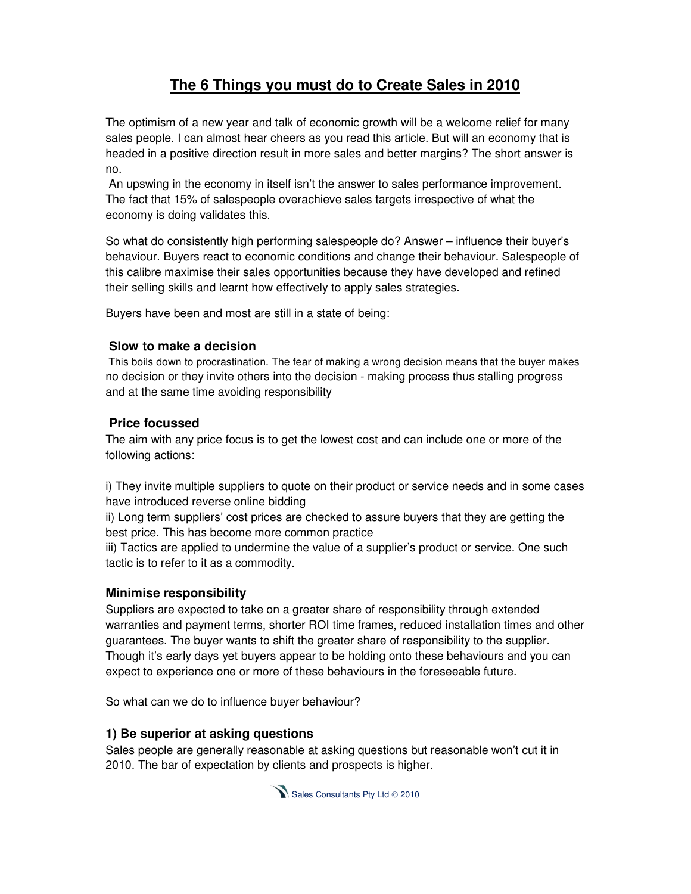# The 6 Things you must do to Create Sales in 2010

The optimism of a new year and talk of economic growth will be a welcome relief for many sales people. I can almost hear cheers as you read this article. But will an economy that is headed in a positive direction result in more sales and better margins? The short answer is no.

An upswing in the economy in itself isn't the answer to sales performance improvement. The fact that 15% of salespeople overachieve sales targets irrespective of what the economy is doing validates this.

So what do consistently high performing salespeople do? Answer – influence their buyer's behaviour. Buyers react to economic conditions and change their behaviour. Salespeople of this calibre maximise their sales opportunities because they have developed and refined their selling skills and learnt how effectively to apply sales strategies.

Buyers have been and most are still in a state of being:

### Slow to make a decision

This boils down to procrastination. The fear of making a wrong decision means that the buyer makes no decision or they invite others into the decision - making process thus stalling progress and at the same time avoiding responsibility

### Price focussed

The aim with any price focus is to get the lowest cost and can include one or more of the following actions:

i) They invite multiple suppliers to quote on their product or service needs and in some cases have introduced reverse online bidding
ii) Long term suppliers' cost prices are checked to assure buyers that they are getting the best price. This has become more common practice
iii) Tactics are applied to undermine the value of a supplier's product or service. One such tactic is to refer to it as a commodity.

### Minimise responsibility

Suppliers are expected to take on a greater share of responsibility through extended warranties and payment terms, shorter ROI time frames, reduced installation times and other guarantees. The buyer wants to shift the greater share of responsibility to the supplier. Though it's early days yet buyers appear to be holding onto these behaviours and you can expect to experience one or more of these behaviours in the foreseeable future.

So what can we do to influence buyer behaviour?

### 1) Be superior at asking questions

Sales people are generally reasonable at asking questions but reasonable won't cut it in 2010. The bar of expectation by clients and prospects is higher.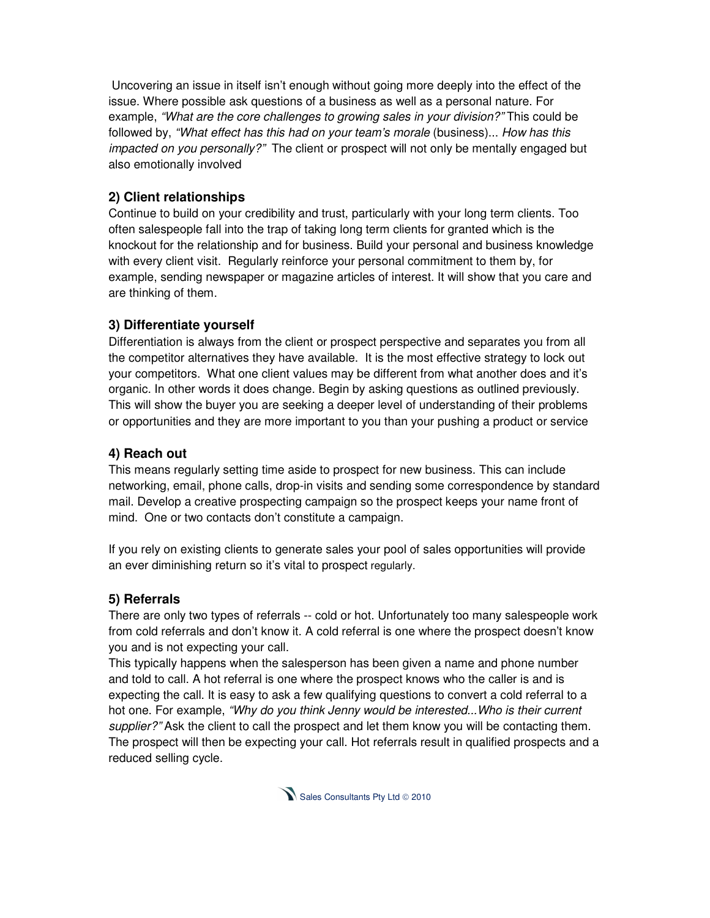Uncovering an issue in itself isn't enough without going more deeply into the effect of the issue. Where possible ask questions of a business as well as a personal nature. For example, *"What are the core challenges to growing sales in your division?"* This could be followed by, *"What effect has this had on your team's morale* (business)... *How has this impacted on you personally?"* The client or prospect will not only be mentally engaged but also emotionally involved

### 2) Client relationships

Continue to build on your credibility and trust, particularly with your long term clients. Too often salespeople fall into the trap of taking long term clients for granted which is the knockout for the relationship and for business. Build your personal and business knowledge with every client visit. Regularly reinforce your personal commitment to them by, for example, sending newspaper or magazine articles of interest. It will show that you care and are thinking of them.

### 3) Differentiate yourself

Differentiation is always from the client or prospect perspective and separates you from all the competitor alternatives they have available. It is the most effective strategy to lock out your competitors. What one client values may be different from what another does and it's organic. In other words it does change. Begin by asking questions as outlined previously. This will show the buyer you are seeking a deeper level of understanding of their problems or opportunities and they are more important to you than your pushing a product or service

### 4) Reach out

This means regularly setting time aside to prospect for new business. This can include networking, email, phone calls, drop-in visits and sending some correspondence by standard mail. Develop a creative prospecting campaign so the prospect keeps your name front of mind. One or two contacts don't constitute a campaign.

If you rely on existing clients to generate sales your pool of sales opportunities will provide an ever diminishing return so it's vital to prospect regularly.

### 5) Referrals

There are only two types of referrals -- cold or hot. Unfortunately too many salespeople work from cold referrals and don't know it. A cold referral is one where the prospect doesn't know you and is not expecting your call.

This typically happens when the salesperson has been given a name and phone number and told to call. A hot referral is one where the prospect knows who the caller is and is expecting the call. It is easy to ask a few qualifying questions to convert a cold referral to a hot one. For example, *"Why do you think Jenny would be interested...Who is their current supplier?"* Ask the client to call the prospect and let them know you will be contacting them. The prospect will then be expecting your call. Hot referrals result in qualified prospects and a reduced selling cycle.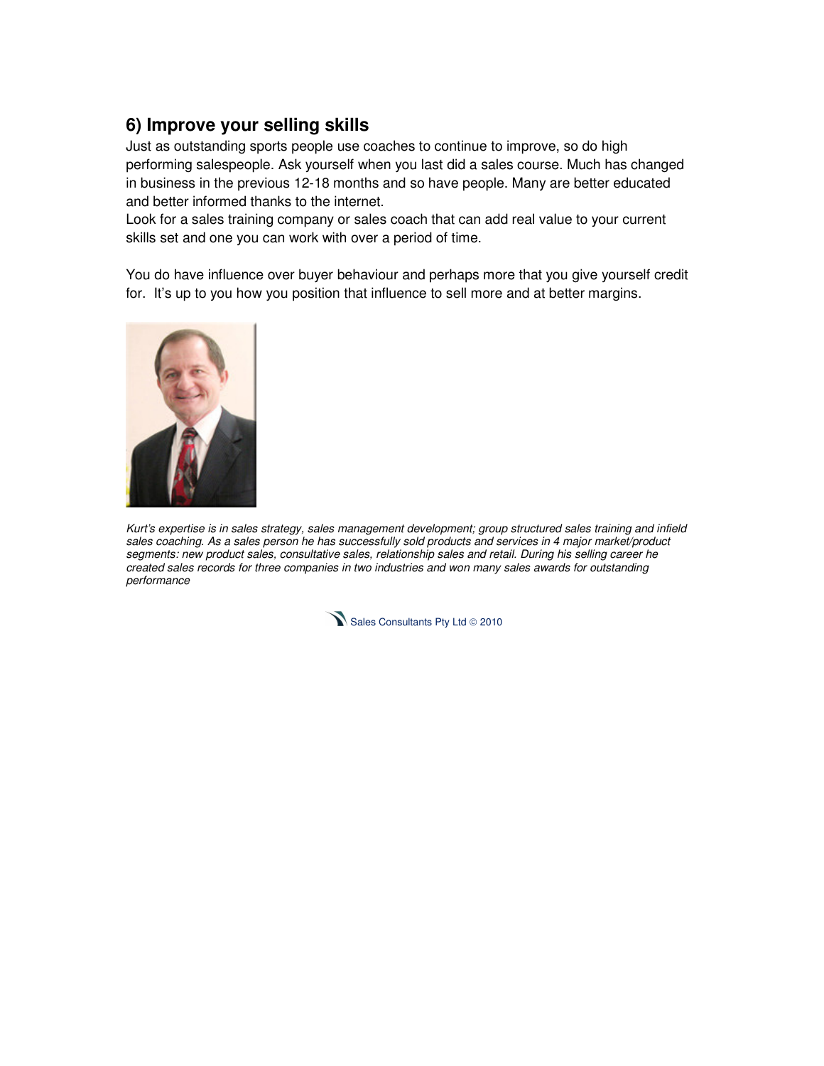## 6) Improve your selling skills

Just as outstanding sports people use coaches to continue to improve, so do high performing salespeople. Ask yourself when you last did a sales course. Much has changed in business in the previous 12-18 months and so have people. Many are better educated and better informed thanks to the internet.
Look for a sales training company or sales coach that can add real value to your current skills set and one you can work with over a period of time.

You do have influence over buyer behaviour and perhaps more that you give yourself credit for. It's up to you how you position that influence to sell more and at better margins.

*Kurt's expertise is in sales strategy, sales management development; group structured sales training and infield sales coaching. As a sales person he has successfully sold products and services in 4 major market/product segments: new product sales, consultative sales, relationship sales and retail. During his selling career he created sales records for three companies in two industries and won many sales awards for outstanding performance*

Sales Consultants Pty Ltd © 2010